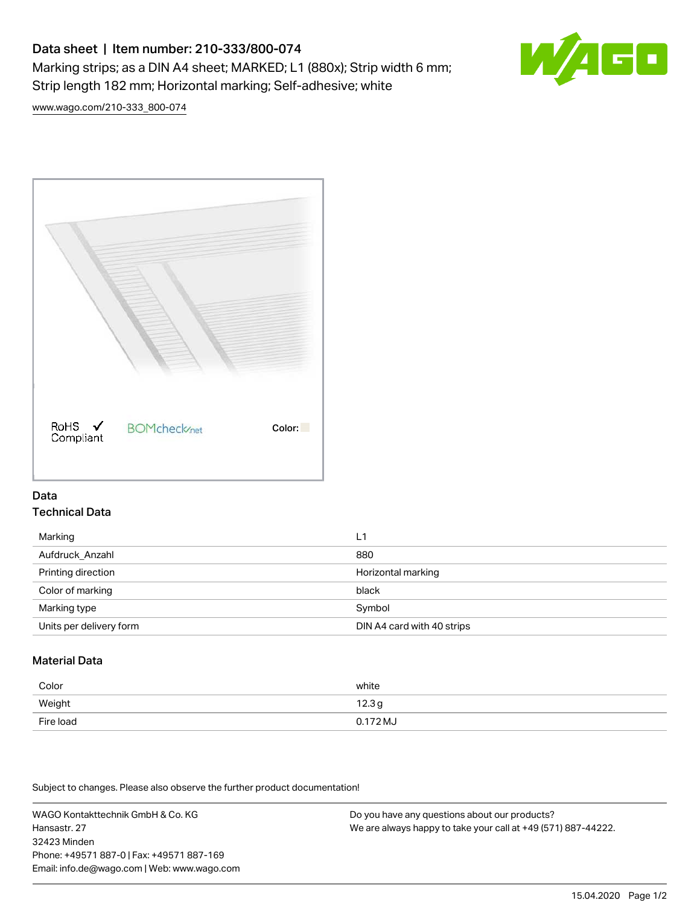# Data sheet | Item number: 210-333/800-074

Marking strips; as a DIN A4 sheet; MARKED; L1 (880x); Strip width 6 mm; Strip length 182 mm; Horizontal marking; Self-adhesive; white

www.wago.com/210-333_800-074

RoHS Compliant BOMcheck.net Color:

## Data

### Technical Data

| | |
|---|---|
| Marking | L1 |
| Aufdruck_Anzahl | 880 |
| Printing direction | Horizontal marking |
| Color of marking | black |
| Marking type | Symbol |
| Units per delivery form | DIN A4 card with 40 strips |

### Material Data

| | |
|---|---|
| Color | white |
| Weight | 12.3 g |
| Fire load | 0.172 MJ |

Subject to changes. Please also observe the further product documentation!

WAGO Kontakttechnik GmbH & Co. KG
Hansastr. 27
32423 Minden
Phone: +49571 887-0 | Fax: +49571 887-169
Email: info.de@wago.com | Web: www.wago.com

Do you have any questions about our products?
We are always happy to take your call at +49 (571) 887-44222.

15.04.2020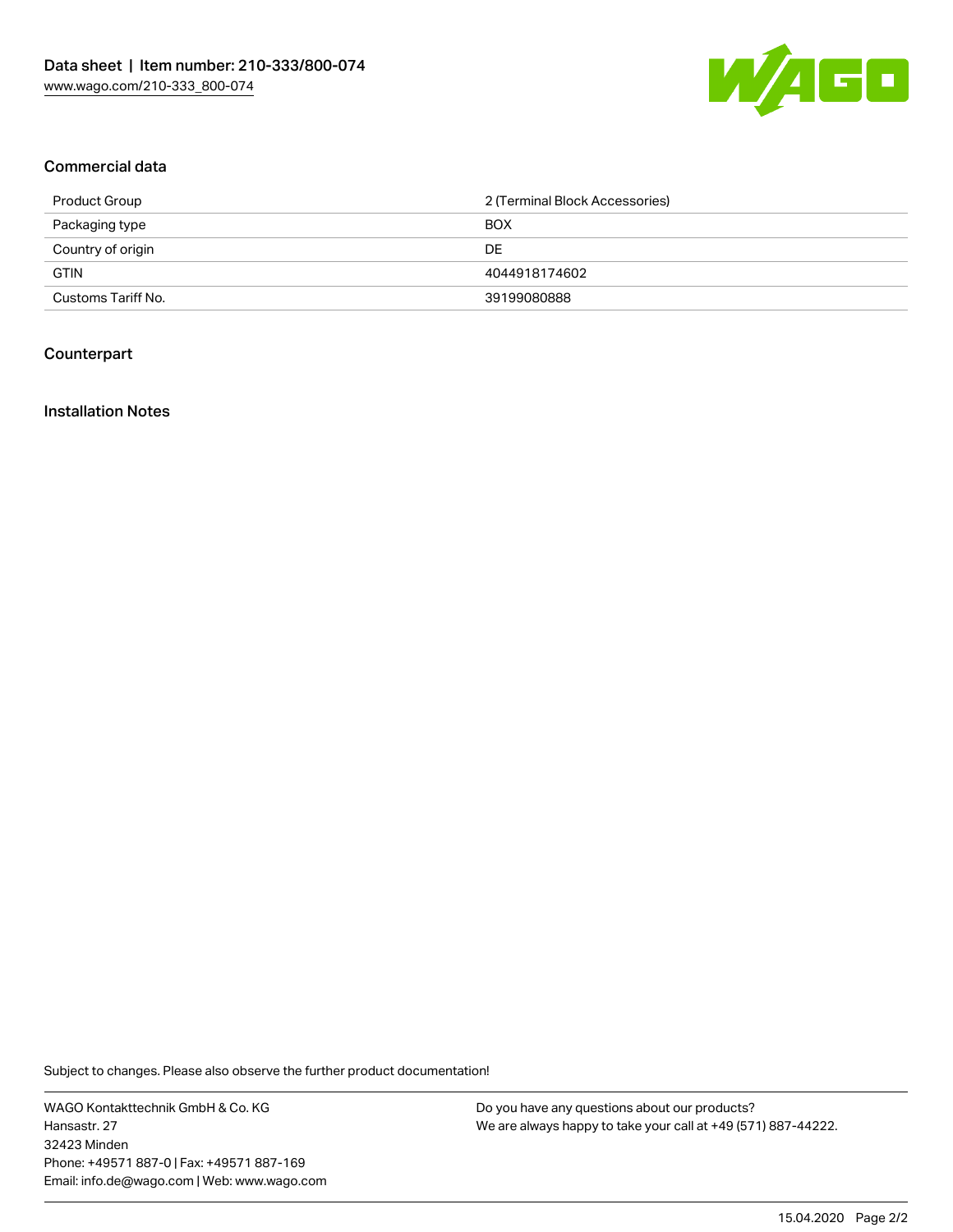## Commercial data

| | |
|---|---|
| Product Group | 2 (Terminal Block Accessories) |
| Packaging type | BOX |
| Country of origin | DE |
| GTIN | 4044918174602 |
| Customs Tariff No. | 39199080888 |

## Counterpart

## Installation Notes